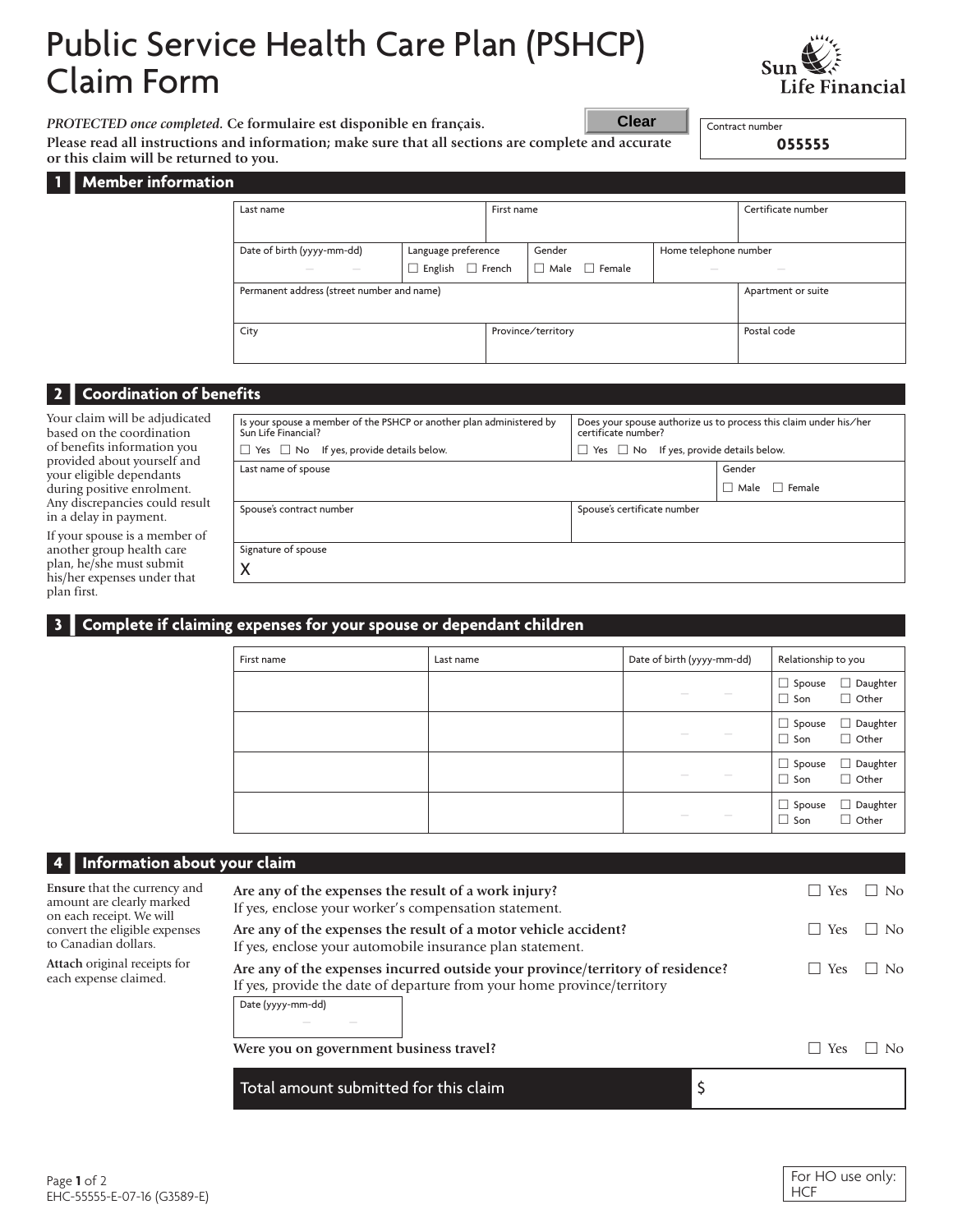# Public Service Health Care Plan (PSHCP) Claim Form

Sun Life Financial

*PROTECTED once completed.* **Ce formulaire est disponible en français.**

**Please read all instructions and information; make sure that all sections are complete and accurate or this claim will be returned to you.**

Clear

| Contract number |
|---|
| **055555** |

## 1 Member information

| Last name | First name | Certificate number |
|---|---|---|
| | | |

| Date of birth (yyyy-mm-dd) | Language preference | Gender | Home telephone number |
|---|---|---|---|
| — — | ☐ English ☐ French | ☐ Male ☐ Female | — — |

| Permanent address (street number and name) | Apartment or suite |
|---|---|
| | |

| City | Province/territory | Postal code |
|---|---|---|
| | | |

## 2 Coordination of benefits

Your claim will be adjudicated based on the coordination of benefits information you provided about yourself and your eligible dependants during positive enrolment. Any discrepancies could result in a delay in payment.

If your spouse is a member of another group health care plan, he/she must submit his/her expenses under that plan first.

| Is your spouse a member of the PSHCP or another plan administered by Sun Life Financial? ☐ Yes ☐ No If yes, provide details below. | Does your spouse authorize us to process this claim under his/her certificate number? ☐ Yes ☐ No If yes, provide details below. |
|---|---|
| Last name of spouse | Gender ☐ Male ☐ Female |
| Spouse's contract number | Spouse's certificate number |
| Signature of spouse X | |

## 3 Complete if claiming expenses for your spouse or dependant children

| First name | Last name | Date of birth (yyyy-mm-dd) | Relationship to you |
|---|---|---|---|
| | | — — | ☐ Spouse ☐ Daughter ☐ Son ☐ Other |
| | | — — | ☐ Spouse ☐ Daughter ☐ Son ☐ Other |
| | | — — | ☐ Spouse ☐ Daughter ☐ Son ☐ Other |
| | | — — | ☐ Spouse ☐ Daughter ☐ Son ☐ Other |

## 4 Information about your claim

**Ensure** that the currency and amount are clearly marked on each receipt. We will convert the eligible expenses to Canadian dollars.

**Attach** original receipts for each expense claimed.

**Are any of the expenses the result of a work injury?** ☐ Yes ☐ No
If yes, enclose your worker's compensation statement.

**Are any of the expenses the result of a motor vehicle accident?** ☐ Yes ☐ No
If yes, enclose your automobile insurance plan statement.

**Are any of the expenses incurred outside your province/territory of residence?** ☐ Yes ☐ No
If yes, provide the date of departure from your home province/territory

| Date (yyyy-mm-dd) |
|---|
| — — |

**Were you on government business travel?** ☐ Yes ☐ No

| Total amount submitted for this claim | $ |
|---|---|

EHC-55555-E-07-16 (G3589-E)

For HO use only: HCF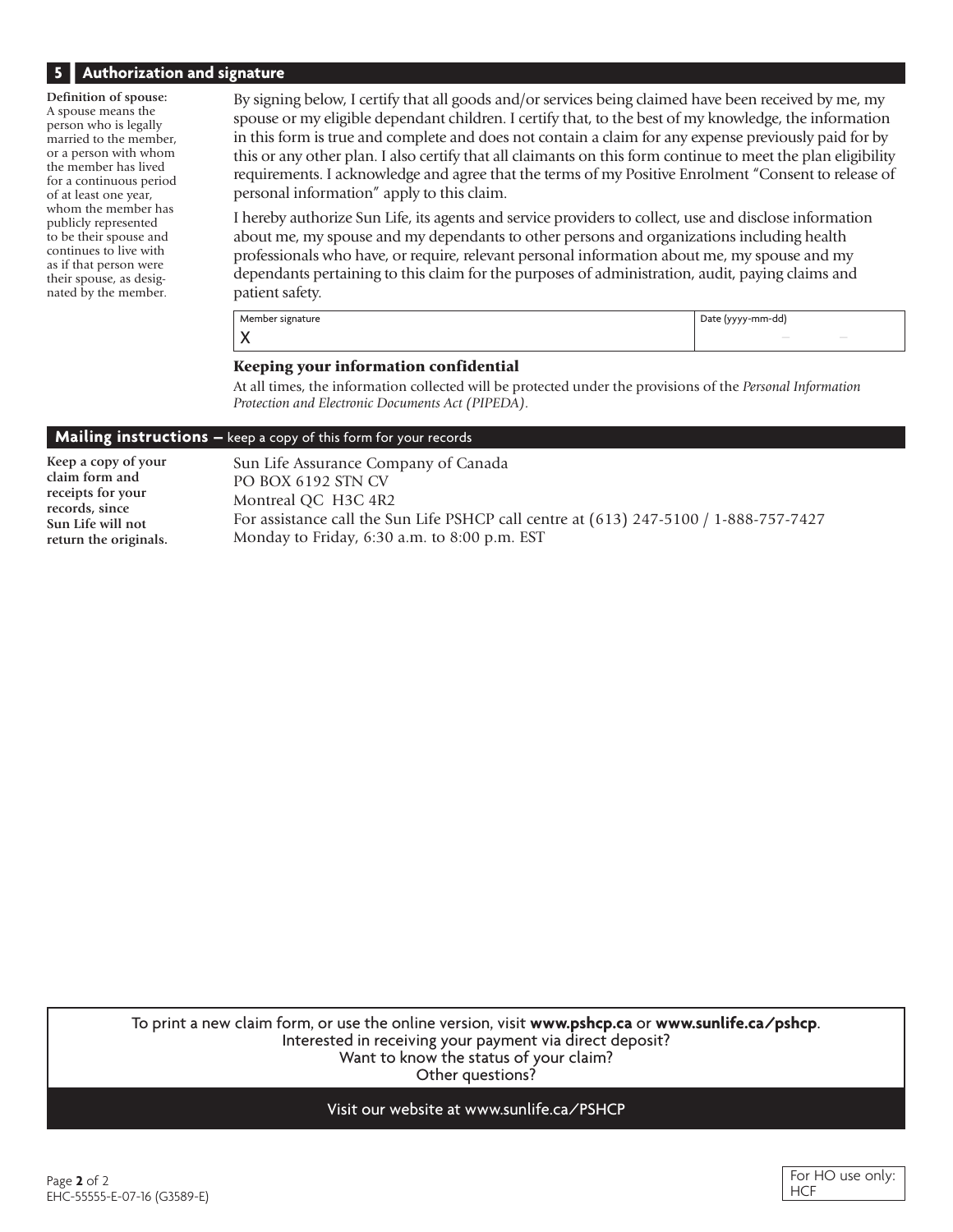## 5 Authorization and signature

**Definition of spouse:** A spouse means the person who is legally married to the member, or a person with whom the member has lived for a continuous period of at least one year, whom the member has publicly represented to be their spouse and continues to live with as if that person were their spouse, as designated by the member.

By signing below, I certify that all goods and/or services being claimed have been received by me, my spouse or my eligible dependant children. I certify that, to the best of my knowledge, the information in this form is true and complete and does not contain a claim for any expense previously paid for by this or any other plan. I also certify that all claimants on this form continue to meet the plan eligibility requirements. I acknowledge and agree that the terms of my Positive Enrolment "Consent to release of personal information" apply to this claim.

I hereby authorize Sun Life, its agents and service providers to collect, use and disclose information about me, my spouse and my dependants to other persons and organizations including health professionals who have, or require, relevant personal information about me, my spouse and my dependants pertaining to this claim for the purposes of administration, audit, paying claims and patient safety.

| Member signature | Date (yyyy-mm-dd) |
| --- | --- |
| X | – – |

### Keeping your information confidential

At all times, the information collected will be protected under the provisions of the *Personal Information Protection and Electronic Documents Act (PIPEDA)*.

## Mailing instructions – keep a copy of this form for your records

**Keep a copy of your claim form and receipts for your records, since Sun Life will not return the originals.**

Sun Life Assurance Company of Canada
PO BOX 6192 STN CV
Montreal QC H3C 4R2
For assistance call the Sun Life PSHCP call centre at (613) 247-5100 / 1-888-757-7427
Monday to Friday, 6:30 a.m. to 8:00 p.m. EST

To print a new claim form, or use the online version, visit **www.pshcp.ca** or **www.sunlife.ca/pshcp**.
Interested in receiving your payment via direct deposit?
Want to know the status of your claim?
Other questions?

Visit our website at www.sunlife.ca/PSHCP

EHC-55555-E-07-16 (G3589-E)

For HO use only:
HCF